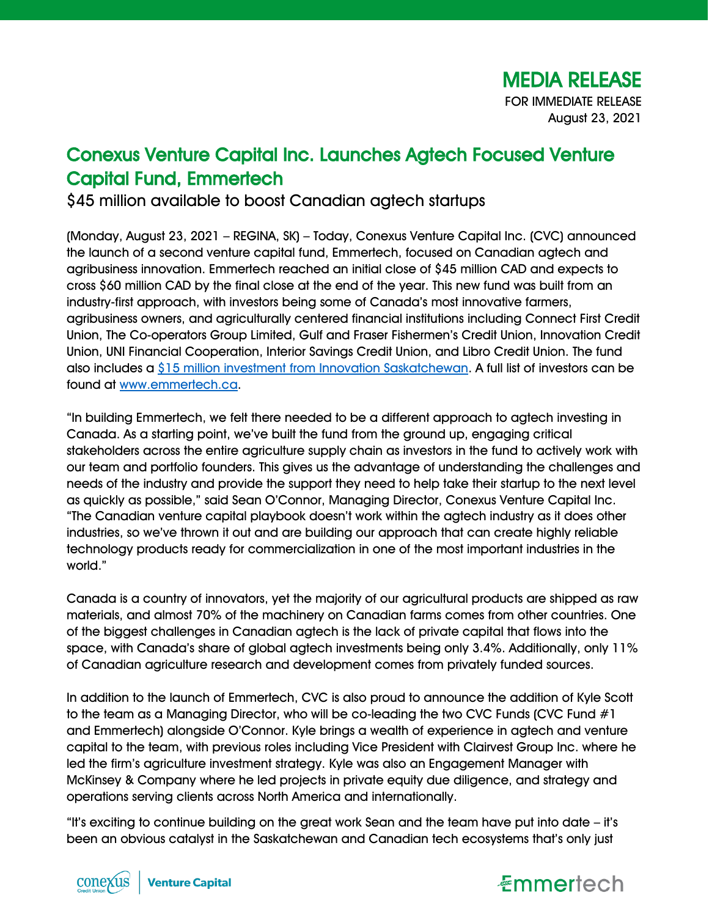# MEDIA RELEASE

FOR IMMEDIATE RELEASE
August 23, 2021

## Conexus Venture Capital Inc. Launches Agtech Focused Venture Capital Fund, Emmertech

### $45 million available to boost Canadian agtech startups

(Monday, August 23, 2021 – REGINA, SK) – Today, Conexus Venture Capital Inc. (CVC) announced the launch of a second venture capital fund, Emmertech, focused on Canadian agtech and agribusiness innovation. Emmertech reached an initial close of $45 million CAD and expects to cross $60 million CAD by the final close at the end of the year. This new fund was built from an industry-first approach, with investors being some of Canada's most innovative farmers, agribusiness owners, and agriculturally centered financial institutions including Connect First Credit Union, The Co-operators Group Limited, Gulf and Fraser Fishermen's Credit Union, Innovation Credit Union, UNI Financial Cooperation, Interior Savings Credit Union, and Libro Credit Union. The fund also includes a [$15 million investment from Innovation Saskatchewan](). A full list of investors can be found at [www.emmertech.ca]().

"In building Emmertech, we felt there needed to be a different approach to agtech investing in Canada. As a starting point, we've built the fund from the ground up, engaging critical stakeholders across the entire agriculture supply chain as investors in the fund to actively work with our team and portfolio founders. This gives us the advantage of understanding the challenges and needs of the industry and provide the support they need to help take their startup to the next level as quickly as possible," said Sean O'Connor, Managing Director, Conexus Venture Capital Inc. "The Canadian venture capital playbook doesn't work within the agtech industry as it does other industries, so we've thrown it out and are building our approach that can create highly reliable technology products ready for commercialization in one of the most important industries in the world."

Canada is a country of innovators, yet the majority of our agricultural products are shipped as raw materials, and almost 70% of the machinery on Canadian farms comes from other countries. One of the biggest challenges in Canadian agtech is the lack of private capital that flows into the space, with Canada's share of global agtech investments being only 3.4%. Additionally, only 11% of Canadian agriculture research and development comes from privately funded sources.

In addition to the launch of Emmertech, CVC is also proud to announce the addition of Kyle Scott to the team as a Managing Director, who will be co-leading the two CVC Funds (CVC Fund #1 and Emmertech) alongside O'Connor. Kyle brings a wealth of experience in agtech and venture capital to the team, with previous roles including Vice President with Clairvest Group Inc. where he led the firm's agriculture investment strategy. Kyle was also an Engagement Manager with McKinsey & Company where he led projects in private equity due diligence, and strategy and operations serving clients across North America and internationally.

"It's exciting to continue building on the great work Sean and the team have put into date – it's been an obvious catalyst in the Saskatchewan and Canadian tech ecosystems that's only just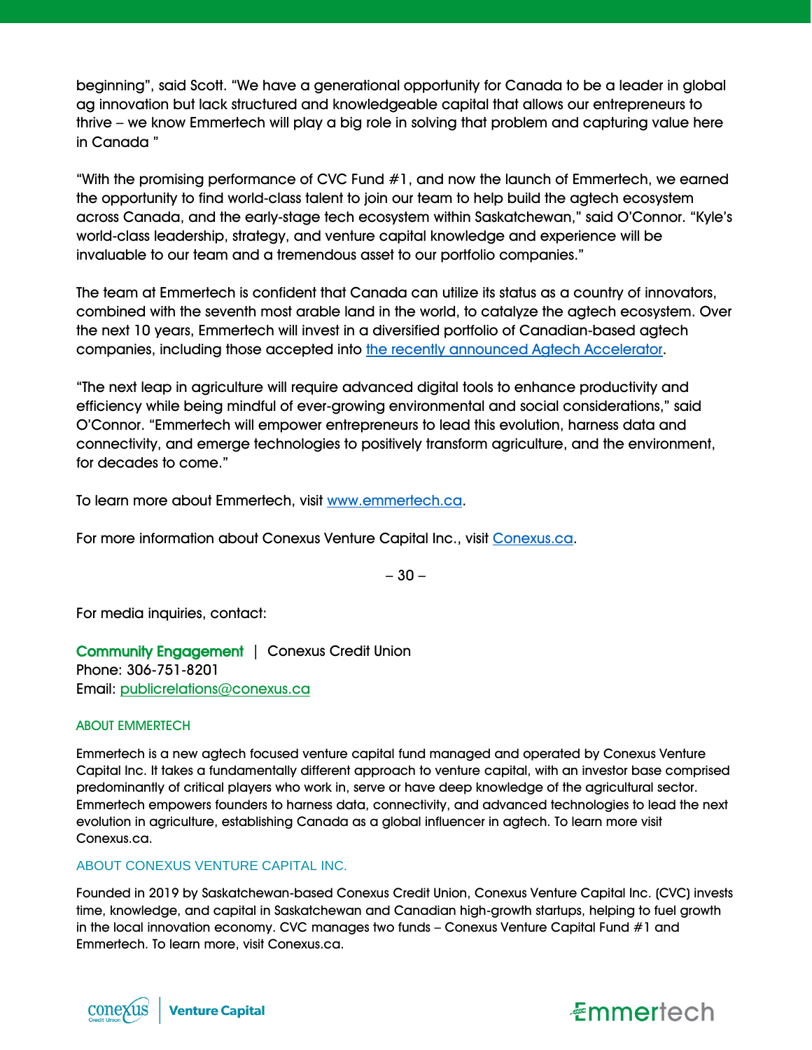beginning", said Scott. "We have a generational opportunity for Canada to be a leader in global ag innovation but lack structured and knowledgeable capital that allows our entrepreneurs to thrive – we know Emmertech will play a big role in solving that problem and capturing value here in Canada "

"With the promising performance of CVC Fund #1, and now the launch of Emmertech, we earned the opportunity to find world-class talent to join our team to help build the agtech ecosystem across Canada, and the early-stage tech ecosystem within Saskatchewan," said O'Connor. "Kyle's world-class leadership, strategy, and venture capital knowledge and experience will be invaluable to our team and a tremendous asset to our portfolio companies."

The team at Emmertech is confident that Canada can utilize its status as a country of innovators, combined with the seventh most arable land in the world, to catalyze the agtech ecosystem. Over the next 10 years, Emmertech will invest in a diversified portfolio of Canadian-based agtech companies, including those accepted into the recently announced Agtech Accelerator.

"The next leap in agriculture will require advanced digital tools to enhance productivity and efficiency while being mindful of ever-growing environmental and social considerations," said O'Connor. "Emmertech will empower entrepreneurs to lead this evolution, harness data and connectivity, and emerge technologies to positively transform agriculture, and the environment, for decades to come."

To learn more about Emmertech, visit www.emmertech.ca.

For more information about Conexus Venture Capital Inc., visit Conexus.ca.

– 30 –

For media inquiries, contact:

**Community Engagement** | Conexus Credit Union
Phone: 306-751-8201
Email: publicrelations@conexus.ca

## ABOUT EMMERTECH

Emmertech is a new agtech focused venture capital fund managed and operated by Conexus Venture Capital Inc. It takes a fundamentally different approach to venture capital, with an investor base comprised predominantly of critical players who work in, serve or have deep knowledge of the agricultural sector. Emmertech empowers founders to harness data, connectivity, and advanced technologies to lead the next evolution in agriculture, establishing Canada as a global influencer in agtech. To learn more visit Conexus.ca.

## ABOUT CONEXUS VENTURE CAPITAL INC.

Founded in 2019 by Saskatchewan-based Conexus Credit Union, Conexus Venture Capital Inc. (CVC) invests time, knowledge, and capital in Saskatchewan and Canadian high-growth startups, helping to fuel growth in the local innovation economy. CVC manages two funds – Conexus Venture Capital Fund #1 and Emmertech. To learn more, visit Conexus.ca.